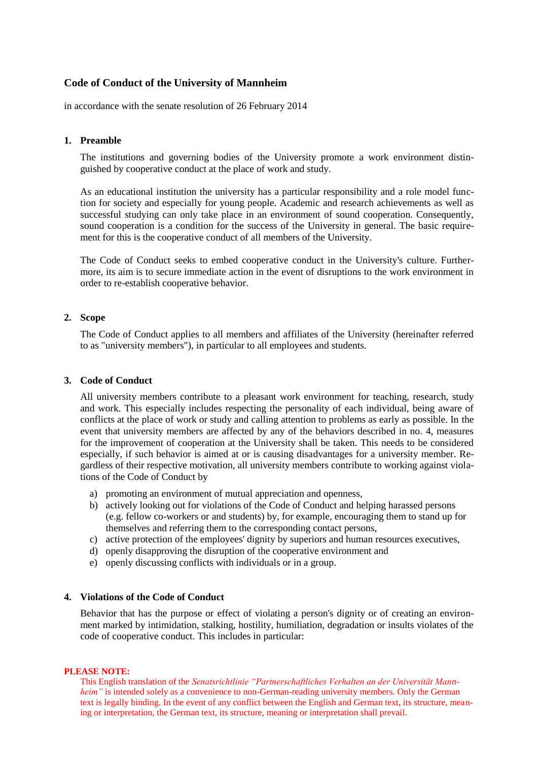# Code of Conduct of the University of Mannheim

in accordance with the senate resolution of 26 February 2014

## 1. Preamble

The institutions and governing bodies of the University promote a work environment distinguished by cooperative conduct at the place of work and study.

As an educational institution the university has a particular responsibility and a role model function for society and especially for young people. Academic and research achievements as well as successful studying can only take place in an environment of sound cooperation. Consequently, sound cooperation is a condition for the success of the University in general. The basic requirement for this is the cooperative conduct of all members of the University.

The Code of Conduct seeks to embed cooperative conduct in the University's culture. Furthermore, its aim is to secure immediate action in the event of disruptions to the work environment in order to re-establish cooperative behavior.

## 2. Scope

The Code of Conduct applies to all members and affiliates of the University (hereinafter referred to as "university members"), in particular to all employees and students.

## 3. Code of Conduct

All university members contribute to a pleasant work environment for teaching, research, study and work. This especially includes respecting the personality of each individual, being aware of conflicts at the place of work or study and calling attention to problems as early as possible. In the event that university members are affected by any of the behaviors described in no. 4, measures for the improvement of cooperation at the University shall be taken. This needs to be considered especially, if such behavior is aimed at or is causing disadvantages for a university member. Regardless of their respective motivation, all university members contribute to working against violations of the Code of Conduct by

a) promoting an environment of mutual appreciation and openness,
b) actively looking out for violations of the Code of Conduct and helping harassed persons (e.g. fellow co-workers or and students) by, for example, encouraging them to stand up for themselves and referring them to the corresponding contact persons,
c) active protection of the employees' dignity by superiors and human resources executives,
d) openly disapproving the disruption of the cooperative environment and
e) openly discussing conflicts with individuals or in a group.

## 4. Violations of the Code of Conduct

Behavior that has the purpose or effect of violating a person's dignity or of creating an environment marked by intimidation, stalking, hostility, humiliation, degradation or insults violates of the code of cooperative conduct. This includes in particular:

**PLEASE NOTE:**
This English translation of the *Senatsrichtlinie "Partnerschaftliches Verhalten an der Universität Mannheim"* is intended solely as a convenience to non-German-reading university members. Only the German text is legally binding. In the event of any conflict between the English and German text, its structure, meaning or interpretation, the German text, its structure, meaning or interpretation shall prevail.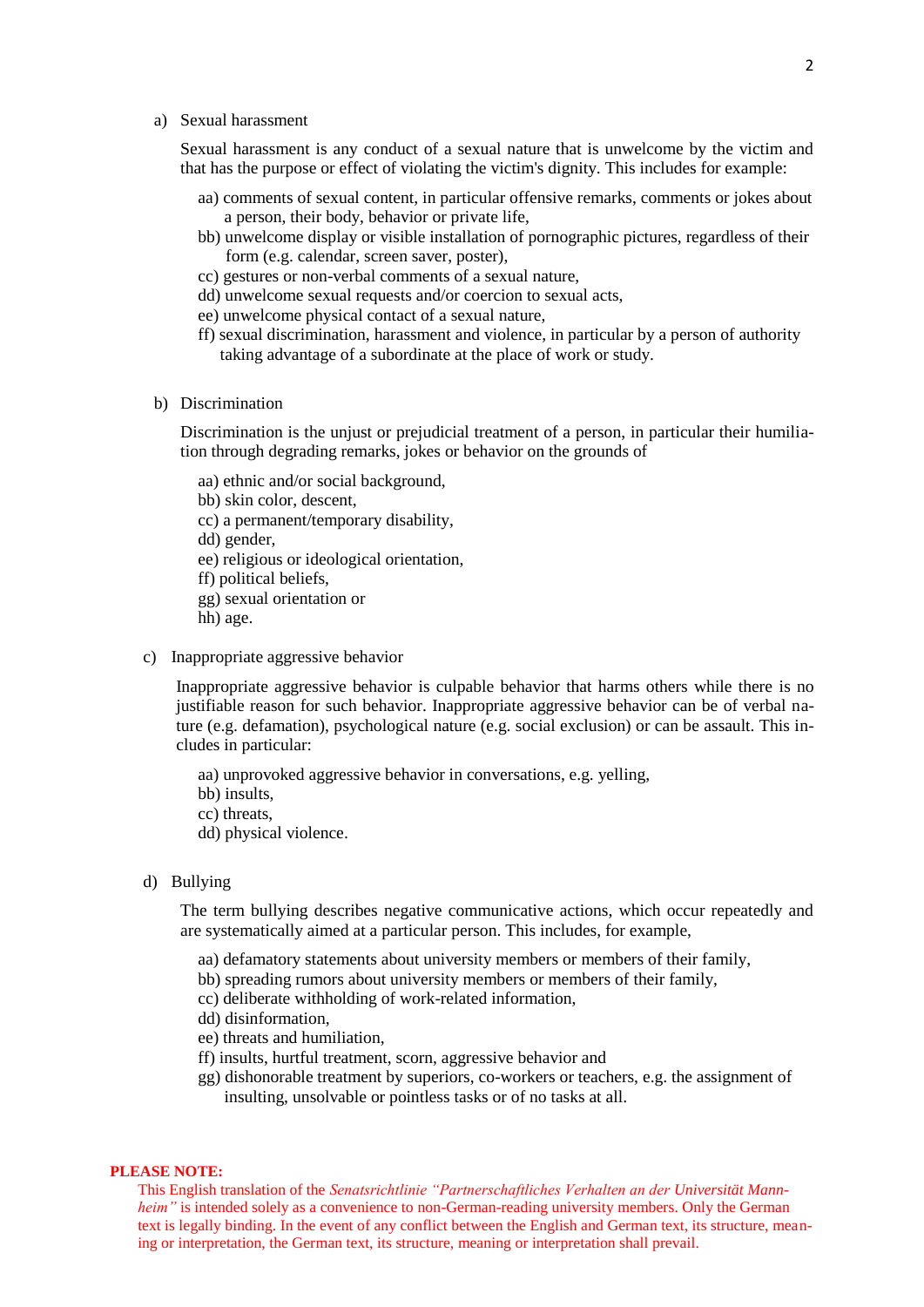a) Sexual harassment

Sexual harassment is any conduct of a sexual nature that is unwelcome by the victim and that has the purpose or effect of violating the victim's dignity. This includes for example:

aa) comments of sexual content, in particular offensive remarks, comments or jokes about a person, their body, behavior or private life,
bb) unwelcome display or visible installation of pornographic pictures, regardless of their form (e.g. calendar, screen saver, poster),
cc) gestures or non-verbal comments of a sexual nature,
dd) unwelcome sexual requests and/or coercion to sexual acts,
ee) unwelcome physical contact of a sexual nature,
ff) sexual discrimination, harassment and violence, in particular by a person of authority taking advantage of a subordinate at the place of work or study.

b) Discrimination

Discrimination is the unjust or prejudicial treatment of a person, in particular their humiliation through degrading remarks, jokes or behavior on the grounds of

aa) ethnic and/or social background,
bb) skin color, descent,
cc) a permanent/temporary disability,
dd) gender,
ee) religious or ideological orientation,
ff) political beliefs,
gg) sexual orientation or
hh) age.

c) Inappropriate aggressive behavior

Inappropriate aggressive behavior is culpable behavior that harms others while there is no justifiable reason for such behavior. Inappropriate aggressive behavior can be of verbal nature (e.g. defamation), psychological nature (e.g. social exclusion) or can be assault. This includes in particular:

aa) unprovoked aggressive behavior in conversations, e.g. yelling,
bb) insults,
cc) threats,
dd) physical violence.

d) Bullying

The term bullying describes negative communicative actions, which occur repeatedly and are systematically aimed at a particular person. This includes, for example,

aa) defamatory statements about university members or members of their family,
bb) spreading rumors about university members or members of their family,
cc) deliberate withholding of work-related information,
dd) disinformation,
ee) threats and humiliation,
ff) insults, hurtful treatment, scorn, aggressive behavior and
gg) dishonorable treatment by superiors, co-workers or teachers, e.g. the assignment of insulting, unsolvable or pointless tasks or of no tasks at all.

**PLEASE NOTE:**
This English translation of the *Senatsrichtlinie "Partnerschaftliches Verhalten an der Universität Mannheim"* is intended solely as a convenience to non-German-reading university members. Only the German text is legally binding. In the event of any conflict between the English and German text, its structure, meaning or interpretation, the German text, its structure, meaning or interpretation shall prevail.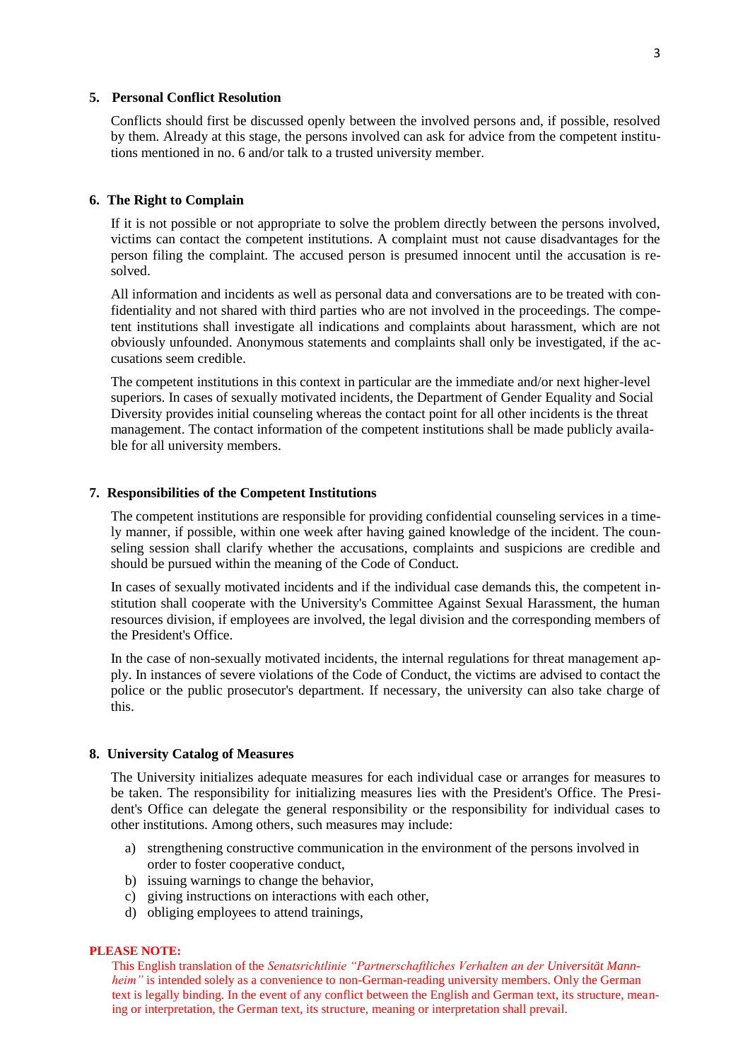## 5. Personal Conflict Resolution

Conflicts should first be discussed openly between the involved persons and, if possible, resolved by them. Already at this stage, the persons involved can ask for advice from the competent institutions mentioned in no. 6 and/or talk to a trusted university member.

## 6. The Right to Complain

If it is not possible or not appropriate to solve the problem directly between the persons involved, victims can contact the competent institutions. A complaint must not cause disadvantages for the person filing the complaint. The accused person is presumed innocent until the accusation is resolved.

All information and incidents as well as personal data and conversations are to be treated with confidentiality and not shared with third parties who are not involved in the proceedings. The competent institutions shall investigate all indications and complaints about harassment, which are not obviously unfounded. Anonymous statements and complaints shall only be investigated, if the accusations seem credible.

The competent institutions in this context in particular are the immediate and/or next higher-level superiors. In cases of sexually motivated incidents, the Department of Gender Equality and Social Diversity provides initial counseling whereas the contact point for all other incidents is the threat management. The contact information of the competent institutions shall be made publicly available for all university members.

## 7. Responsibilities of the Competent Institutions

The competent institutions are responsible for providing confidential counseling services in a timely manner, if possible, within one week after having gained knowledge of the incident. The counseling session shall clarify whether the accusations, complaints and suspicions are credible and should be pursued within the meaning of the Code of Conduct.

In cases of sexually motivated incidents and if the individual case demands this, the competent institution shall cooperate with the University's Committee Against Sexual Harassment, the human resources division, if employees are involved, the legal division and the corresponding members of the President's Office.

In the case of non-sexually motivated incidents, the internal regulations for threat management apply. In instances of severe violations of the Code of Conduct, the victims are advised to contact the police or the public prosecutor's department. If necessary, the university can also take charge of this.

## 8. University Catalog of Measures

The University initializes adequate measures for each individual case or arranges for measures to be taken. The responsibility for initializing measures lies with the President's Office. The President's Office can delegate the general responsibility or the responsibility for individual cases to other institutions. Among others, such measures may include:

a) strengthening constructive communication in the environment of the persons involved in order to foster cooperative conduct,
b) issuing warnings to change the behavior,
c) giving instructions on interactions with each other,
d) obliging employees to attend trainings,

**PLEASE NOTE:**
This English translation of the *Senatsrichtlinie "Partnerschaftliches Verhalten an der Universität Mannheim"* is intended solely as a convenience to non-German-reading university members. Only the German text is legally binding. In the event of any conflict between the English and German text, its structure, meaning or interpretation, the German text, its structure, meaning or interpretation shall prevail.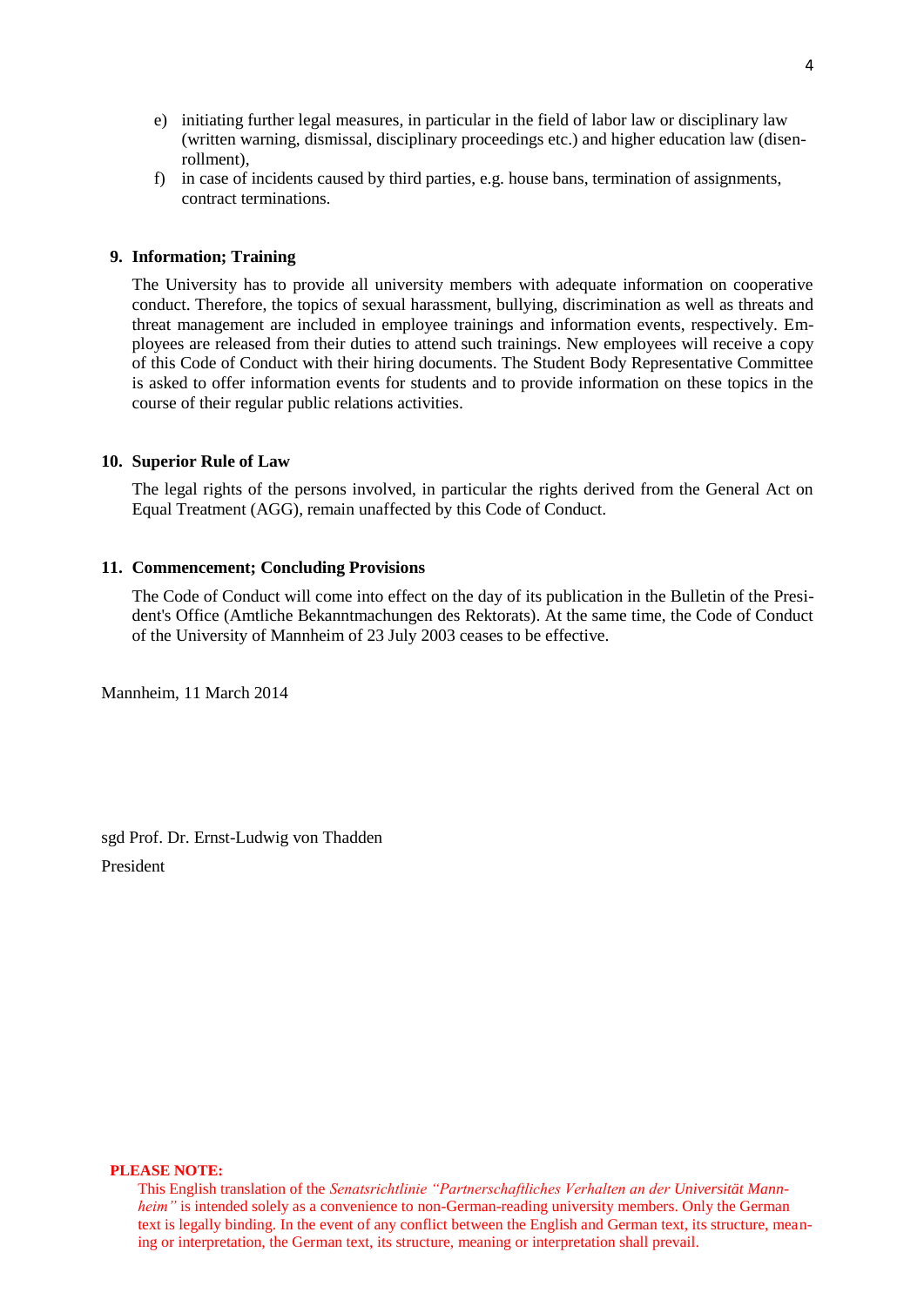e) initiating further legal measures, in particular in the field of labor law or disciplinary law (written warning, dismissal, disciplinary proceedings etc.) and higher education law (disenrollment),
f) in case of incidents caused by third parties, e.g. house bans, termination of assignments, contract terminations.

## 9. Information; Training

The University has to provide all university members with adequate information on cooperative conduct. Therefore, the topics of sexual harassment, bullying, discrimination as well as threats and threat management are included in employee trainings and information events, respectively. Employees are released from their duties to attend such trainings. New employees will receive a copy of this Code of Conduct with their hiring documents. The Student Body Representative Committee is asked to offer information events for students and to provide information on these topics in the course of their regular public relations activities.

## 10. Superior Rule of Law

The legal rights of the persons involved, in particular the rights derived from the General Act on Equal Treatment (AGG), remain unaffected by this Code of Conduct.

## 11. Commencement; Concluding Provisions

The Code of Conduct will come into effect on the day of its publication in the Bulletin of the President's Office (Amtliche Bekanntmachungen des Rektorats). At the same time, the Code of Conduct of the University of Mannheim of 23 July 2003 ceases to be effective.

Mannheim, 11 March 2014

sgd Prof. Dr. Ernst-Ludwig von Thadden

President

**PLEASE NOTE:**

This English translation of the *Senatsrichtlinie "Partnerschaftliches Verhalten an der Universität Mannheim"* is intended solely as a convenience to non-German-reading university members. Only the German text is legally binding. In the event of any conflict between the English and German text, its structure, meaning or interpretation, the German text, its structure, meaning or interpretation shall prevail.